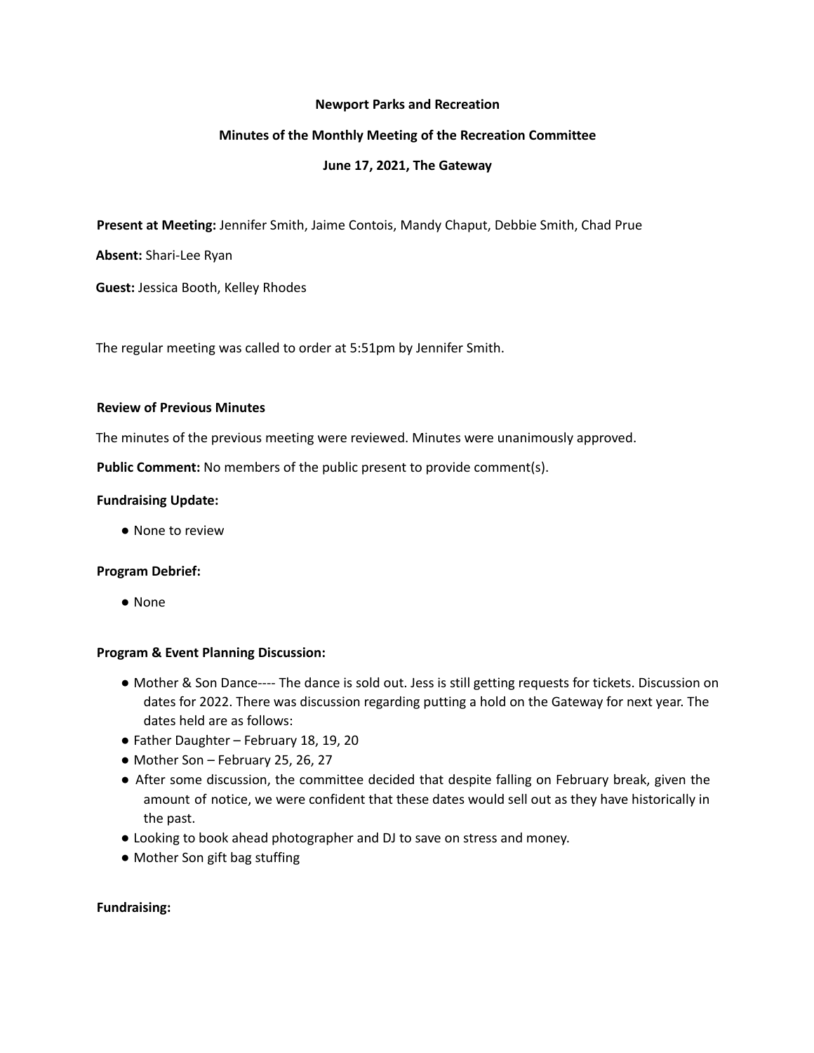**Newport Parks and Recreation**

**Minutes of the Monthly Meeting of the Recreation Committee**

**June 17, 2021, The Gateway**

**Present at Meeting:** Jennifer Smith, Jaime Contois, Mandy Chaput, Debbie Smith, Chad Prue

**Absent:** Shari-Lee Ryan

**Guest:** Jessica Booth, Kelley Rhodes

The regular meeting was called to order at 5:51pm by Jennifer Smith.

**Review of Previous Minutes**

The minutes of the previous meeting were reviewed. Minutes were unanimously approved.

**Public Comment:** No members of the public present to provide comment(s).

**Fundraising Update:**

- None to review

**Program Debrief:**

- None

**Program & Event Planning Discussion:**

- Mother & Son Dance---- The dance is sold out. Jess is still getting requests for tickets. Discussion on dates for 2022. There was discussion regarding putting a hold on the Gateway for next year. The dates held are as follows:
- Father Daughter – February 18, 19, 20
- Mother Son – February 25, 26, 27
- After some discussion, the committee decided that despite falling on February break, given the amount of notice, we were confident that these dates would sell out as they have historically in the past.
- Looking to book ahead photographer and DJ to save on stress and money.
- Mother Son gift bag stuffing

**Fundraising:**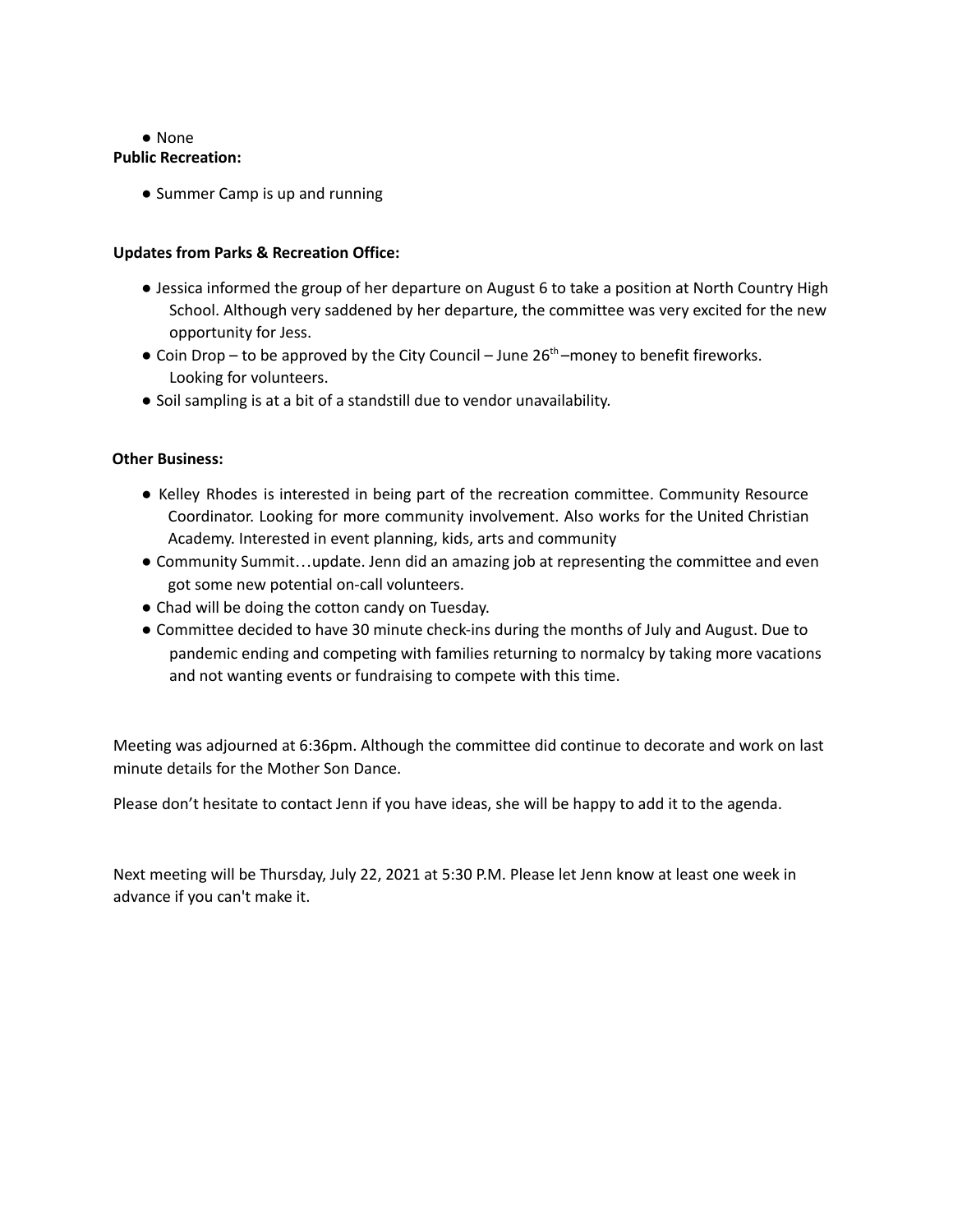- None

**Public Recreation:**

- Summer Camp is up and running

**Updates from Parks & Recreation Office:**

- Jessica informed the group of her departure on August 6 to take a position at North Country High School. Although very saddened by her departure, the committee was very excited for the new opportunity for Jess.
- Coin Drop – to be approved by the City Council – June 26th –money to benefit fireworks. Looking for volunteers.
- Soil sampling is at a bit of a standstill due to vendor unavailability.

**Other Business:**

- Kelley Rhodes is interested in being part of the recreation committee. Community Resource Coordinator. Looking for more community involvement. Also works for the United Christian Academy. Interested in event planning, kids, arts and community
- Community Summit…update. Jenn did an amazing job at representing the committee and even got some new potential on-call volunteers.
- Chad will be doing the cotton candy on Tuesday.
- Committee decided to have 30 minute check-ins during the months of July and August. Due to pandemic ending and competing with families returning to normalcy by taking more vacations and not wanting events or fundraising to compete with this time.

Meeting was adjourned at 6:36pm. Although the committee did continue to decorate and work on last minute details for the Mother Son Dance.

Please don't hesitate to contact Jenn if you have ideas, she will be happy to add it to the agenda.

Next meeting will be Thursday, July 22, 2021 at 5:30 P.M. Please let Jenn know at least one week in advance if you can't make it.